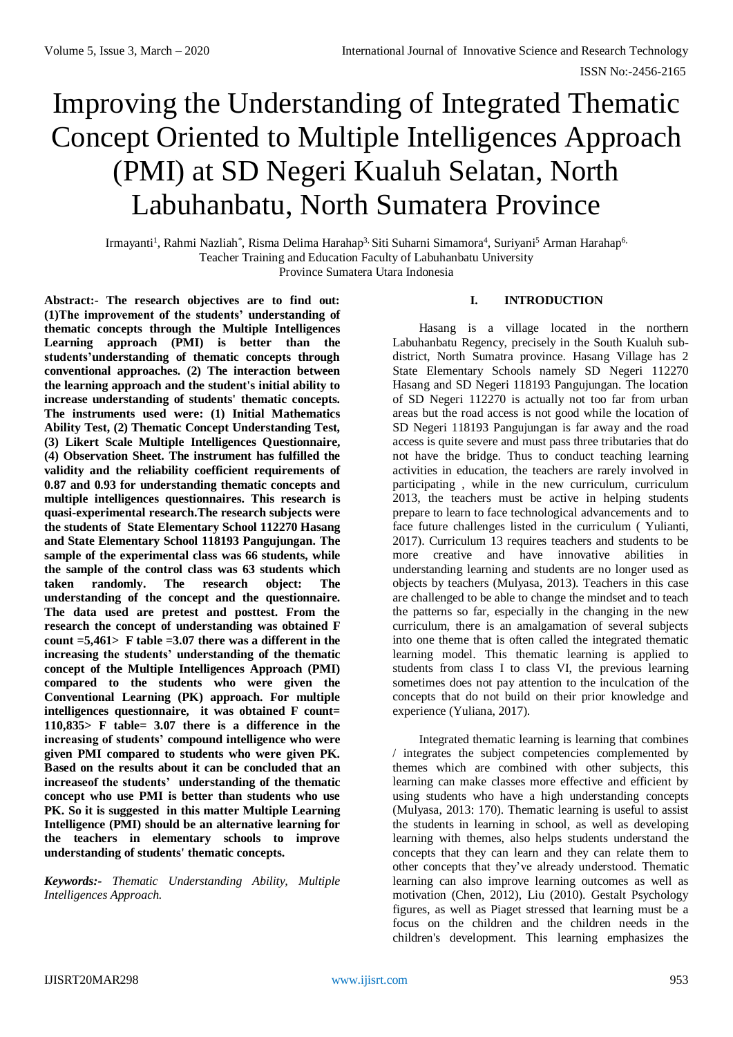# Improving the Understanding of Integrated Thematic Concept Oriented to Multiple Intelligences Approach (PMI) at SD Negeri Kualuh Selatan, North Labuhanbatu, North Sumatera Province

Irmayanti[1], Rahmi Nazliah[*], Risma Delima Harahap[3], Siti Suharni Simamora[4], Suriyani[5] Arman Harahap[6],
Teacher Training and Education Faculty of Labuhanbatu University
Province Sumatera Utara Indonesia

**Abstract:- The research objectives are to find out: (1)The improvement of the students' understanding of thematic concepts through the Multiple Intelligences Learning approach (PMI) is better than the students'understanding of thematic concepts through conventional approaches. (2) The interaction between the learning approach and the student's initial ability to increase understanding of students' thematic concepts. The instruments used were: (1) Initial Mathematics Ability Test, (2) Thematic Concept Understanding Test, (3) Likert Scale Multiple Intelligences Questionnaire, (4) Observation Sheet. The instrument has fulfilled the validity and the reliability coefficient requirements of 0.87 and 0.93 for understanding thematic concepts and multiple intelligences questionnaires. This research is quasi-experimental research.The research subjects were the students of State Elementary School 112270 Hasang and State Elementary School 118193 Pangujungan. The sample of the experimental class was 66 students, while the sample of the control class was 63 students which taken randomly. The research object: The understanding of the concept and the questionnaire. The data used are pretest and posttest. From the research the concept of understanding was obtained F count =5,461> F table =3.07 there was a different in the increasing the students' understanding of the thematic concept of the Multiple Intelligences Approach (PMI) compared to the students who were given the Conventional Learning (PK) approach. For multiple intelligences questionnaire, it was obtained F count= 110,835> F table= 3.07 there is a difference in the increasing of students' compound intelligence who were given PMI compared to students who were given PK. Based on the results about it can be concluded that an increaseof the students' understanding of the thematic concept who use PMI is better than students who use PK. So it is suggested in this matter Multiple Learning Intelligence (PMI) should be an alternative learning for the teachers in elementary schools to improve understanding of students' thematic concepts.**

***Keywords:-*** *Thematic Understanding Ability, Multiple Intelligences Approach.*

## I. INTRODUCTION

Hasang is a village located in the northern Labuhanbatu Regency, precisely in the South Kualuh sub-district, North Sumatra province. Hasang Village has 2 State Elementary Schools namely SD Negeri 112270 Hasang and SD Negeri 118193 Pangujungan. The location of SD Negeri 112270 is actually not too far from urban areas but the road access is not good while the location of SD Negeri 118193 Pangujungan is far away and the road access is quite severe and must pass three tributaries that do not have the bridge. Thus to conduct teaching learning activities in education, the teachers are rarely involved in participating , while in the new curriculum, curriculum 2013, the teachers must be active in helping students prepare to learn to face technological advancements and to face future challenges listed in the curriculum ( Yulianti, 2017). Curriculum 13 requires teachers and students to be more creative and have innovative abilities in understanding learning and students are no longer used as objects by teachers (Mulyasa, 2013). Teachers in this case are challenged to be able to change the mindset and to teach the patterns so far, especially in the changing in the new curriculum, there is an amalgamation of several subjects into one theme that is often called the integrated thematic learning model. This thematic learning is applied to students from class I to class VI, the previous learning sometimes does not pay attention to the inculcation of the concepts that do not build on their prior knowledge and experience (Yuliana, 2017).

Integrated thematic learning is learning that combines / integrates the subject competencies complemented by themes which are combined with other subjects, this learning can make classes more effective and efficient by using students who have a high understanding concepts (Mulyasa, 2013: 170). Thematic learning is useful to assist the students in learning in school, as well as developing learning with themes, also helps students understand the concepts that they can learn and they can relate them to other concepts that they've already understood. Thematic learning can also improve learning outcomes as well as motivation (Chen, 2012), Liu (2010). Gestalt Psychology figures, as well as Piaget stressed that learning must be a focus on the children and the children needs in the children's development. This learning emphasizes the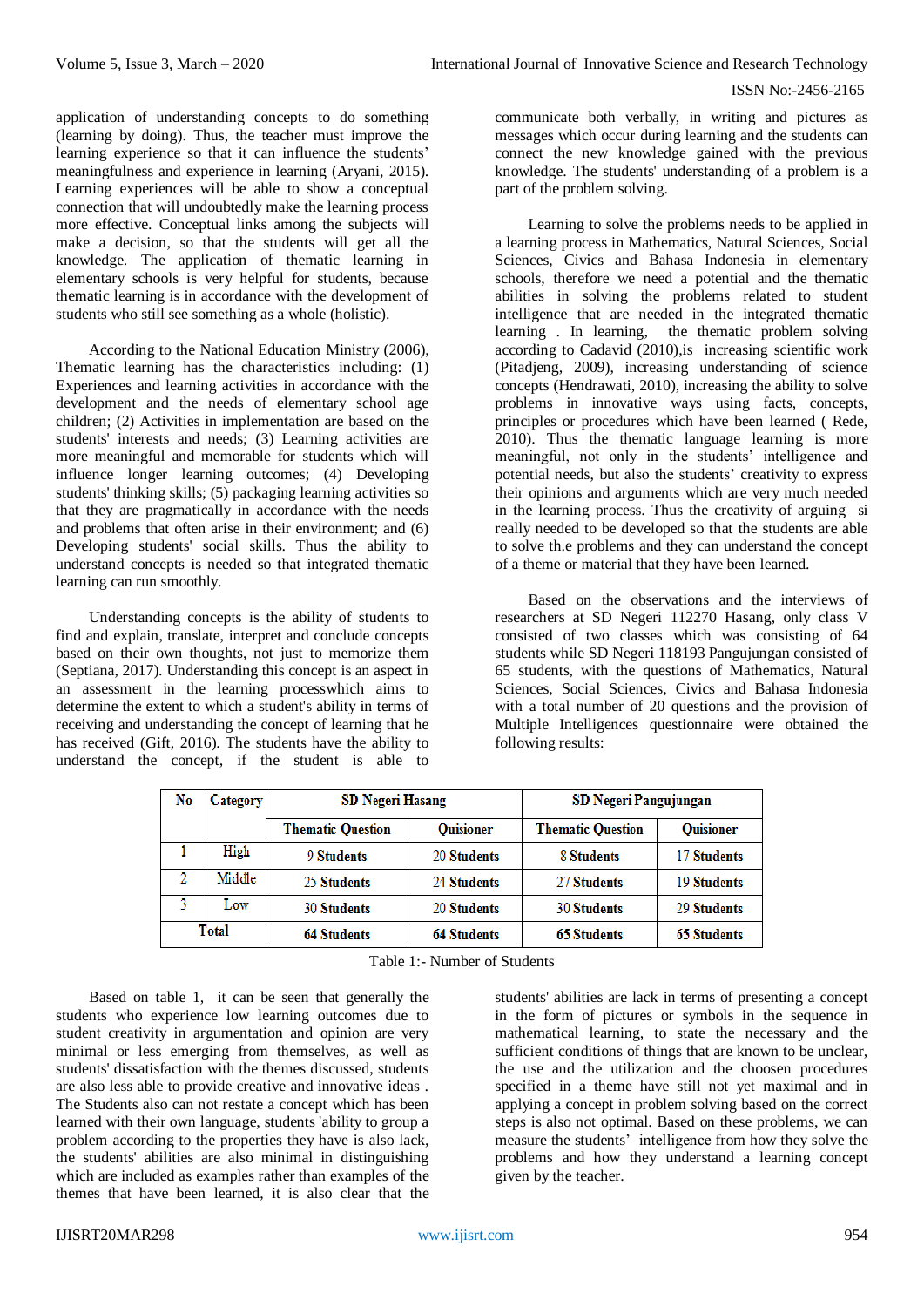application of understanding concepts to do something (learning by doing). Thus, the teacher must improve the learning experience so that it can influence the students' meaningfulness and experience in learning (Aryani, 2015). Learning experiences will be able to show a conceptual connection that will undoubtedly make the learning process more effective. Conceptual links among the subjects will make a decision, so that the students will get all the knowledge. The application of thematic learning in elementary schools is very helpful for students, because thematic learning is in accordance with the development of students who still see something as a whole (holistic).

According to the National Education Ministry (2006), Thematic learning has the characteristics including: (1) Experiences and learning activities in accordance with the development and the needs of elementary school age children; (2) Activities in implementation are based on the students' interests and needs; (3) Learning activities are more meaningful and memorable for students which will influence longer learning outcomes; (4) Developing students' thinking skills; (5) packaging learning activities so that they are pragmatically in accordance with the needs and problems that often arise in their environment; and (6) Developing students' social skills. Thus the ability to understand concepts is needed so that integrated thematic learning can run smoothly.

Understanding concepts is the ability of students to find and explain, translate, interpret and conclude concepts based on their own thoughts, not just to memorize them (Septiana, 2017). Understanding this concept is an aspect in an assessment in the learning processwhich aims to determine the extent to which a student's ability in terms of receiving and understanding the concept of learning that he has received (Gift, 2016). The students have the ability to understand the concept, if the student is able to communicate both verbally, in writing and pictures as messages which occur during learning and the students can connect the new knowledge gained with the previous knowledge. The students' understanding of a problem is a part of the problem solving.

Learning to solve the problems needs to be applied in a learning process in Mathematics, Natural Sciences, Social Sciences, Civics and Bahasa Indonesia in elementary schools, therefore we need a potential and the thematic abilities in solving the problems related to student intelligence that are needed in the integrated thematic learning . In learning, the thematic problem solving according to Cadavid (2010),is increasing scientific work (Pitadjeng, 2009), increasing understanding of science concepts (Hendrawati, 2010), increasing the ability to solve problems in innovative ways using facts, concepts, principles or procedures which have been learned ( Rede, 2010). Thus the thematic language learning is more meaningful, not only in the students' intelligence and potential needs, but also the students' creativity to express their opinions and arguments which are very much needed in the learning process. Thus the creativity of arguing si really needed to be developed so that the students are able to solve th.e problems and they can understand the concept of a theme or material that they have been learned.

Based on the observations and the interviews of researchers at SD Negeri 112270 Hasang, only class V consisted of two classes which was consisting of 64 students while SD Negeri 118193 Pangujungan consisted of 65 students, with the questions of Mathematics, Natural Sciences, Social Sciences, Civics and Bahasa Indonesia with a total number of 20 questions and the provision of Multiple Intelligences questionnaire were obtained the following results:

| No | Category | SD Negeri Hasang | | SD Negeri Pangujungan | |
|---|---|---|---|---|---|
| | | Thematic Question | Quisioner | Thematic Question | Quisioner |
| 1 | High | 9 Students | 20 Students | 8 Students | 17 Students |
| 2 | Middle | 25 Students | 24 Students | 27 Students | 19 Students |
| 3 | Low | 30 Students | 20 Students | 30 Students | 29 Students |
| Total | | 64 Students | 64 Students | 65 Students | 65 Students |

Table 1:- Number of Students

Based on table 1, it can be seen that generally the students who experience low learning outcomes due to student creativity in argumentation and opinion are very minimal or less emerging from themselves, as well as students' dissatisfaction with the themes discussed, students are also less able to provide creative and innovative ideas . The Students also can not restate a concept which has been learned with their own language, students 'ability to group a problem according to the properties they have is also lack, the students' abilities are also minimal in distinguishing which are included as examples rather than examples of the themes that have been learned, it is also clear that the students' abilities are lack in terms of presenting a concept in the form of pictures or symbols in the sequence in mathematical learning, to state the necessary and the sufficient conditions of things that are known to be unclear, the use and the utilization and the choosen procedures specified in a theme have still not yet maximal and in applying a concept in problem solving based on the correct steps is also not optimal. Based on these problems, we can measure the students' intelligence from how they solve the problems and how they understand a learning concept given by the teacher.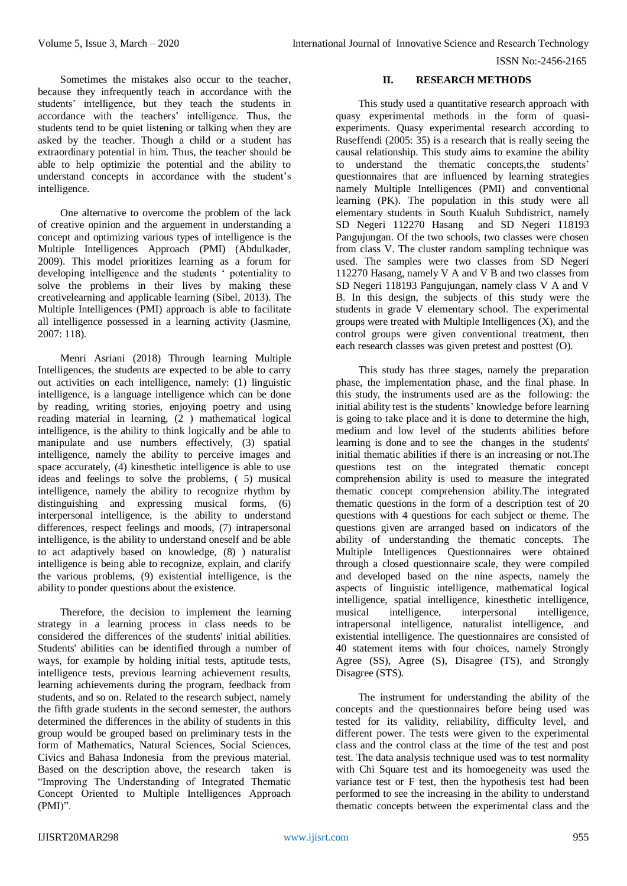Sometimes the mistakes also occur to the teacher, because they infrequently teach in accordance with the students' intelligence, but they teach the students in accordance with the teachers' intelligence. Thus, the students tend to be quiet listening or talking when they are asked by the teacher. Though a child or a student has extraordinary potential in him. Thus, the teacher should be able to help optimizie the potential and the ability to understand concepts in accordance with the student's intelligence.

One alternative to overcome the problem of the lack of creative opinion and the arguement in understanding a concept and optimizing various types of intelligence is the Multiple Intelligences Approach (PMI) (Abdulkader, 2009). This model prioritizes learning as a forum for developing intelligence and the students ' potentiality to solve the problems in their lives by making these creativelearning and applicable learning (Sibel, 2013). The Multiple Intelligences (PMI) approach is able to facilitate all intelligence possessed in a learning activity (Jasmine, 2007: 118).

Menri Asriani (2018) Through learning Multiple Intelligences, the students are expected to be able to carry out activities on each intelligence, namely: (1) linguistic intelligence, is a language intelligence which can be done by reading, writing stories, enjoying poetry and using reading material in learning, (2 ) mathematical logical intelligence, is the ability to think logically and be able to manipulate and use numbers effectively, (3) spatial intelligence, namely the ability to perceive images and space accurately, (4) kinesthetic intelligence is able to use ideas and feelings to solve the problems, ( 5) musical intelligence, namely the ability to recognize rhythm by distinguishing and expressing musical forms, (6) interpersonal intelligence, is the ability to understand differences, respect feelings and moods, (7) intrapersonal intelligence, is the ability to understand oneself and be able to act adaptively based on knowledge, (8) ) naturalist intelligence is being able to recognize, explain, and clarify the various problems, (9) existential intelligence, is the ability to ponder questions about the existence.

Therefore, the decision to implement the learning strategy in a learning process in class needs to be considered the differences of the students' initial abilities. Students' abilities can be identified through a number of ways, for example by holding initial tests, aptitude tests, intelligence tests, previous learning achievement results, learning achievements during the program, feedback from students, and so on. Related to the research subject, namely the fifth grade students in the second semester, the authors determined the differences in the ability of students in this group would be grouped based on preliminary tests in the form of Mathematics, Natural Sciences, Social Sciences, Civics and Bahasa Indonesia from the previous material. Based on the description above, the research taken is "Improving The Understanding of Integrated Thematic Concept Oriented to Multiple Intelligences Approach (PMI)".

## II. RESEARCH METHODS

This study used a quantitative research approach with quasy experimental methods in the form of quasi-experiments. Quasy experimental research according to Ruseffendi (2005: 35) is a research that is really seeing the causal relationship. This study aims to examine the ability to understand the thematic concepts,the students' questionnaires that are influenced by learning strategies namely Multiple Intelligences (PMI) and conventional learning (PK). The population in this study were all elementary students in South Kualuh Subdistrict, namely SD Negeri 112270 Hasang and SD Negeri 118193 Pangujungan. Of the two schools, two classes were chosen from class V. The cluster random sampling technique was used. The samples were two classes from SD Negeri 112270 Hasang, namely V A and V B and two classes from SD Negeri 118193 Pangujungan, namely class V A and V B. In this design, the subjects of this study were the students in grade V elementary school. The experimental groups were treated with Multiple Intelligences (X), and the control groups were given conventional treatment, then each research classes was given pretest and posttest (O).

This study has three stages, namely the preparation phase, the implementation phase, and the final phase. In this study, the instruments used are as the following: the initial ability test is the students' knowledge before learning is going to take place and it is done to determine the high, medium and low level of the students abilities before learning is done and to see the changes in the students' initial thematic abilities if there is an increasing or not.The questions test on the integrated thematic concept comprehension ability is used to measure the integrated thematic concept comprehension ability.The integrated thematic questions in the form of a description test of 20 questions with 4 questions for each subject or theme. The questions given are arranged based on indicators of the ability of understanding the thematic concepts. The Multiple Intelligences Questionnaires were obtained through a closed questionnaire scale, they were compiled and developed based on the nine aspects, namely the aspects of linguistic intelligence, mathematical logical intelligence, spatial intelligence, kinesthetic intelligence, musical intelligence, interpersonal intelligence, intrapersonal intelligence, naturalist intelligence, and existential intelligence. The questionnaires are consisted of 40 statement items with four choices, namely Strongly Agree (SS), Agree (S), Disagree (TS), and Strongly Disagree (STS).

The instrument for understanding the ability of the concepts and the questionnaires before being used was tested for its validity, reliability, difficulty level, and different power. The tests were given to the experimental class and the control class at the time of the test and post test. The data analysis technique used was to test normality with Chi Square test and its homoegeneity was used the variance test or F test, then the hypothesis test had been performed to see the increasing in the ability to understand thematic concepts between the experimental class and the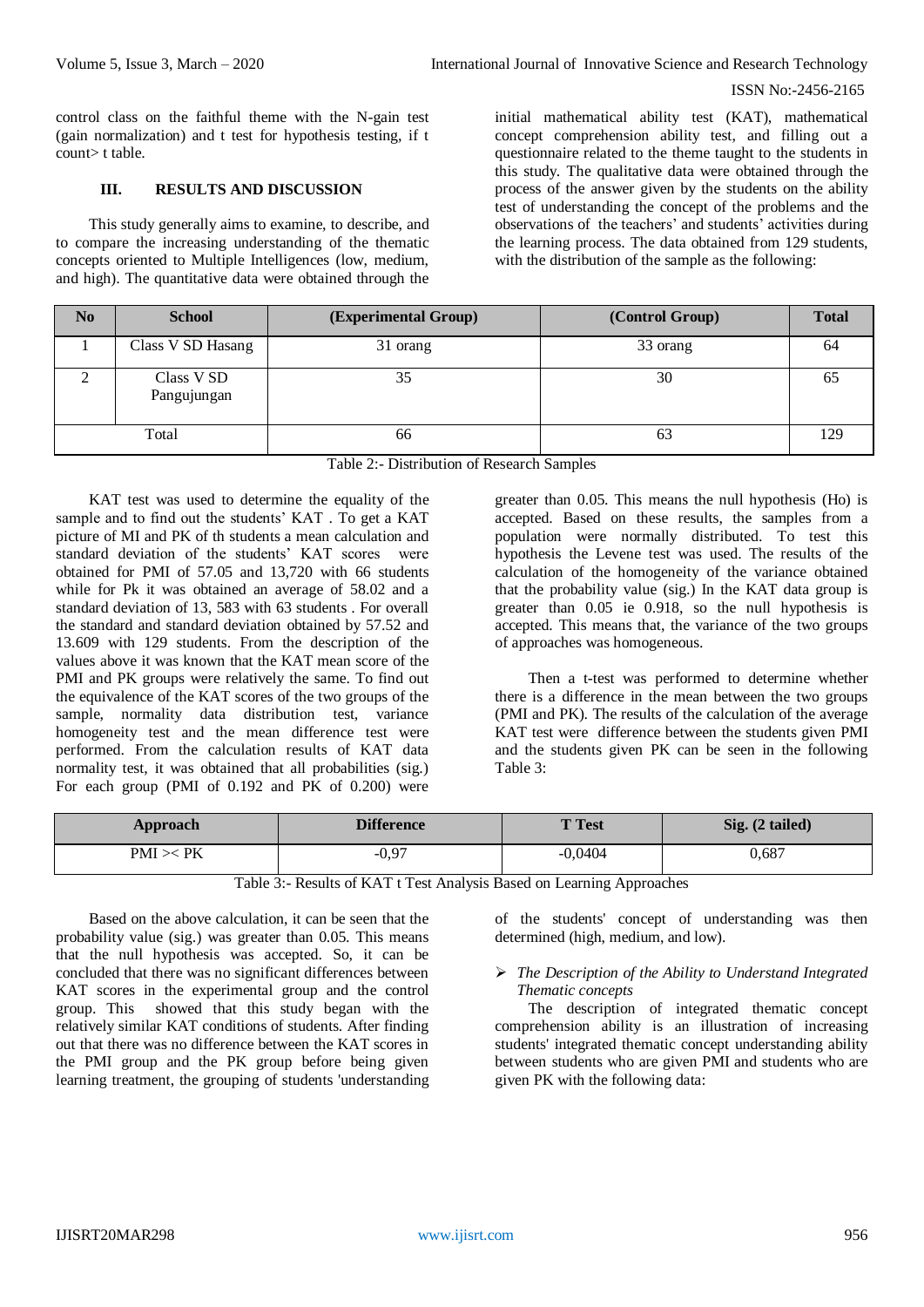control class on the faithful theme with the N-gain test (gain normalization) and t test for hypothesis testing, if t count> t table.

## III. RESULTS AND DISCUSSION

This study generally aims to examine, to describe, and to compare the increasing understanding of the thematic concepts oriented to Multiple Intelligences (low, medium, and high). The quantitative data were obtained through the initial mathematical ability test (KAT), mathematical concept comprehension ability test, and filling out a questionnaire related to the theme taught to the students in this study. The qualitative data were obtained through the process of the answer given by the students on the ability test of understanding the concept of the problems and the observations of the teachers' and students' activities during the learning process. The data obtained from 129 students, with the distribution of the sample as the following:

| No | School | (Experimental Group) | (Control Group) | Total |
|---|---|---|---|---|
| 1 | Class V SD Hasang | 31 orang | 33 orang | 64 |
| 2 | Class V SD Pangujungan | 35 | 30 | 65 |
| Total | | 66 | 63 | 129 |

Table 2:- Distribution of Research Samples

KAT test was used to determine the equality of the sample and to find out the students' KAT . To get a KAT picture of MI and PK of th students a mean calculation and standard deviation of the students' KAT scores were obtained for PMI of 57.05 and 13,720 with 66 students while for Pk it was obtained an average of 58.02 and a standard deviation of 13, 583 with 63 students . For overall the standard and standard deviation obtained by 57.52 and 13.609 with 129 students. From the description of the values above it was known that the KAT mean score of the PMI and PK groups were relatively the same. To find out the equivalence of the KAT scores of the two groups of the sample, normality data distribution test, variance homogeneity test and the mean difference test were performed. From the calculation results of KAT data normality test, it was obtained that all probabilities (sig.) For each group (PMI of 0.192 and PK of 0.200) were greater than 0.05. This means the null hypothesis (Ho) is accepted. Based on these results, the samples from a population were normally distributed. To test this hypothesis the Levene test was used. The results of the calculation of the homogeneity of the variance obtained that the probability value (sig.) In the KAT data group is greater than 0.05 ie 0.918, so the null hypothesis is accepted. This means that, the variance of the two groups of approaches was homogeneous.

Then a t-test was performed to determine whether there is a difference in the mean between the two groups (PMI and PK). The results of the calculation of the average KAT test were difference between the students given PMI and the students given PK can be seen in the following Table 3:

| Approach | Difference | T Test | Sig. (2 tailed) |
|---|---|---|---|
| PMI >< PK | -0,97 | -0,0404 | 0,687 |

Table 3:- Results of KAT t Test Analysis Based on Learning Approaches

Based on the above calculation, it can be seen that the probability value (sig.) was greater than 0.05. This means that the null hypothesis was accepted. So, it can be concluded that there was no significant differences between KAT scores in the experimental group and the control group. This showed that this study began with the relatively similar KAT conditions of students. After finding out that there was no difference between the KAT scores in the PMI group and the PK group before being given learning treatment, the grouping of students 'understanding of the students' concept of understanding was then determined (high, medium, and low).

➢ *The Description of the Ability to Understand Integrated Thematic concepts*

The description of integrated thematic concept comprehension ability is an illustration of increasing students' integrated thematic concept understanding ability between students who are given PMI and students who are given PK with the following data: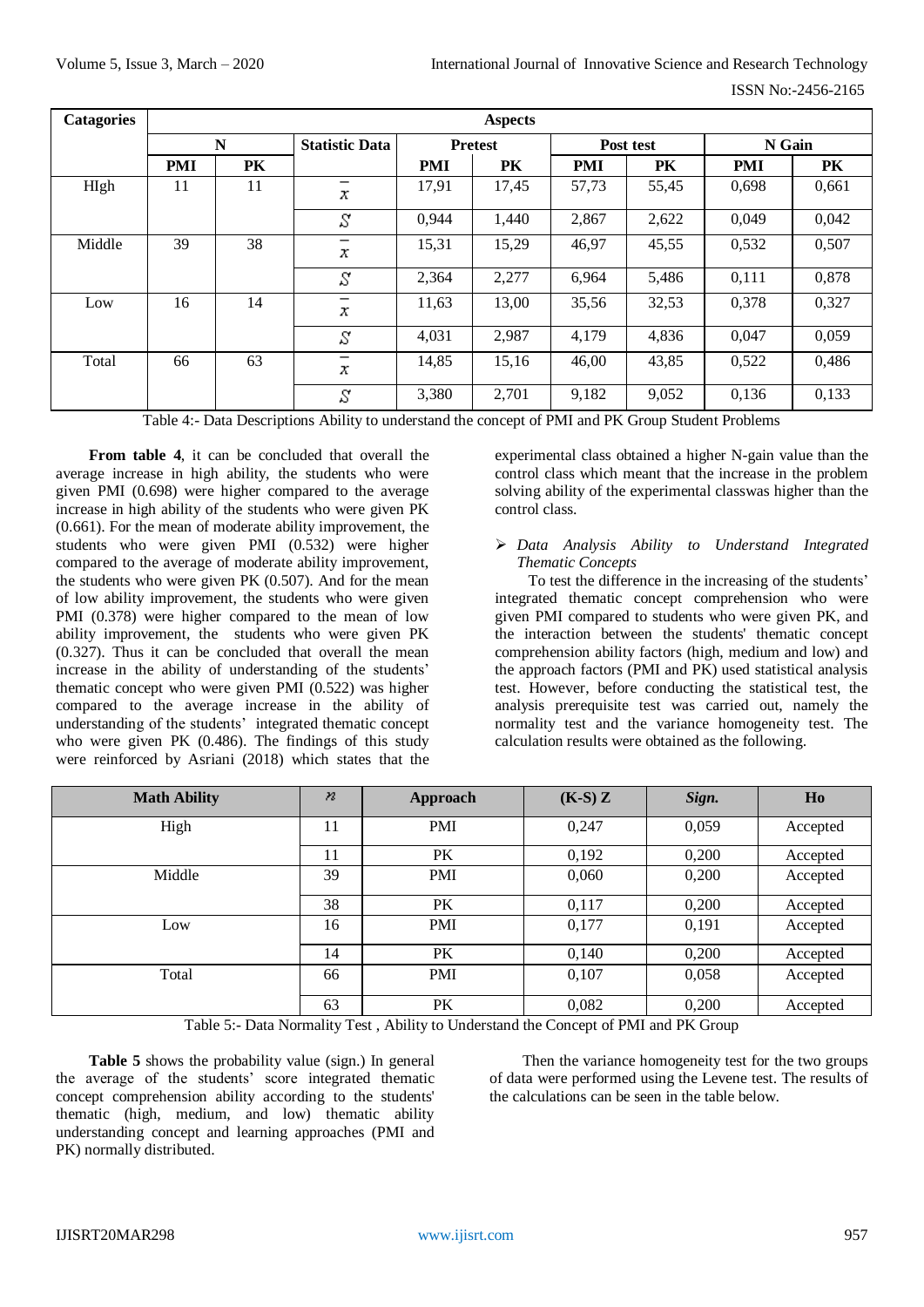| Catagories | Aspects | | | | | | | | |
|---|---|---|---|---|---|---|---|---|---|
| | N | | Statistic Data | Pretest | | Post test | | N Gain | |
| | PMI | PK | | PMI | PK | PMI | PK | PMI | PK |
| HIgh | 11 | 11 | $\bar{x}$ | 17,91 | 17,45 | 57,73 | 55,45 | 0,698 | 0,661 |
| | | | $S$ | 0,944 | 1,440 | 2,867 | 2,622 | 0,049 | 0,042 |
| Middle | 39 | 38 | $\bar{x}$ | 15,31 | 15,29 | 46,97 | 45,55 | 0,532 | 0,507 |
| | | | $S$ | 2,364 | 2,277 | 6,964 | 5,486 | 0,111 | 0,878 |
| Low | 16 | 14 | $\bar{x}$ | 11,63 | 13,00 | 35,56 | 32,53 | 0,378 | 0,327 |
| | | | $S$ | 4,031 | 2,987 | 4,179 | 4,836 | 0,047 | 0,059 |
| Total | 66 | 63 | $\bar{x}$ | 14,85 | 15,16 | 46,00 | 43,85 | 0,522 | 0,486 |
| | | | $S$ | 3,380 | 2,701 | 9,182 | 9,052 | 0,136 | 0,133 |

Table 4:- Data Descriptions Ability to understand the concept of PMI and PK Group Student Problems

**From table 4**, it can be concluded that overall the average increase in high ability, the students who were given PMI (0.698) were higher compared to the average increase in high ability of the students who were given PK (0.661). For the mean of moderate ability improvement, the students who were given PMI (0.532) were higher compared to the average of moderate ability improvement, the students who were given PK (0.507). And for the mean of low ability improvement, the students who were given PMI (0.378) were higher compared to the mean of low ability improvement, the students who were given PK (0.327). Thus it can be concluded that overall the mean increase in the ability of understanding of the students' thematic concept who were given PMI (0.522) was higher compared to the average increase in the ability of understanding of the students' integrated thematic concept who were given PK (0.486). The findings of this study were reinforced by Asriani (2018) which states that the experimental class obtained a higher N-gain value than the control class which meant that the increase in the problem solving ability of the experimental classwas higher than the control class.

- *Data Analysis Ability to Understand Integrated Thematic Concepts*

To test the difference in the increasing of the students' integrated thematic concept comprehension who were given PMI compared to students who were given PK, and the interaction between the students' thematic concept comprehension ability factors (high, medium and low) and the approach factors (PMI and PK) used statistical analysis test. However, before conducting the statistical test, the analysis prerequisite test was carried out, namely the normality test and the variance homogeneity test. The calculation results were obtained as the following.

| Math Ability | $n$ | Approach | (K-S) Z | *Sign.* | Ho |
|---|---|---|---|---|---|
| High | 11 | PMI | 0,247 | 0,059 | Accepted |
| | 11 | PK | 0,192 | 0,200 | Accepted |
| Middle | 39 | PMI | 0,060 | 0,200 | Accepted |
| | 38 | PK | 0,117 | 0,200 | Accepted |
| Low | 16 | PMI | 0,177 | 0,191 | Accepted |
| | 14 | PK | 0,140 | 0,200 | Accepted |
| Total | 66 | PMI | 0,107 | 0,058 | Accepted |
| | 63 | PK | 0,082 | 0,200 | Accepted |

Table 5:- Data Normality Test , Ability to Understand the Concept of PMI and PK Group

**Table 5** shows the probability value (sign.) In general the average of the students' score integrated thematic concept comprehension ability according to the students' thematic (high, medium, and low) thematic ability understanding concept and learning approaches (PMI and PK) normally distributed.

Then the variance homogeneity test for the two groups of data were performed using the Levene test. The results of the calculations can be seen in the table below.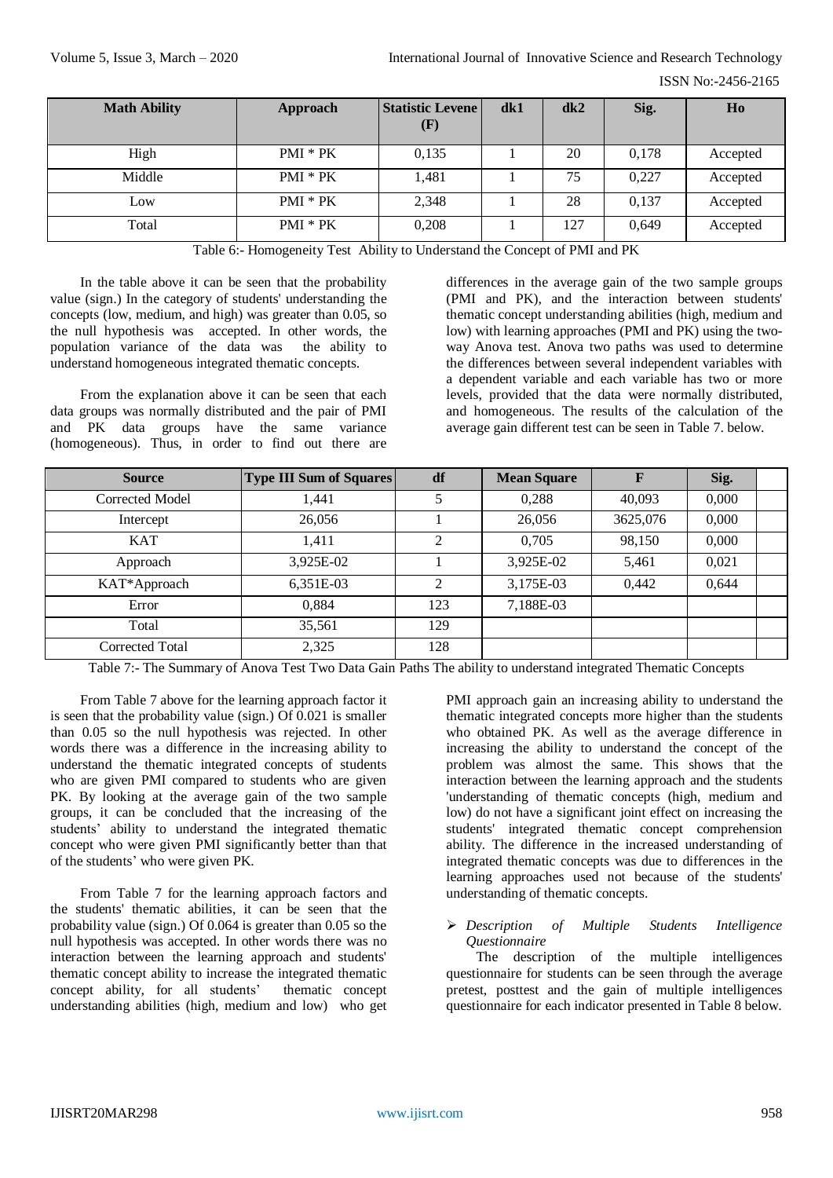| Math Ability | Approach | Statistic Levene (F) | dk1 | dk2 | Sig. | Ho |
|---|---|---|---|---|---|---|
| High | PMI * PK | 0,135 | 1 | 20 | 0,178 | Accepted |
| Middle | PMI * PK | 1,481 | 1 | 75 | 0,227 | Accepted |
| Low | PMI * PK | 2,348 | 1 | 28 | 0,137 | Accepted |
| Total | PMI * PK | 0,208 | 1 | 127 | 0,649 | Accepted |

Table 6:- Homogeneity Test Ability to Understand the Concept of PMI and PK

In the table above it can be seen that the probability value (sign.) In the category of students' understanding the concepts (low, medium, and high) was greater than 0.05, so the null hypothesis was accepted. In other words, the population variance of the data was the ability to understand homogeneous integrated thematic concepts.

From the explanation above it can be seen that each data groups was normally distributed and the pair of PMI and PK data groups have the same variance (homogeneous). Thus, in order to find out there are differences in the average gain of the two sample groups (PMI and PK), and the interaction between students' thematic concept understanding abilities (high, medium and low) with learning approaches (PMI and PK) using the two-way Anova test. Anova two paths was used to determine the differences between several independent variables with a dependent variable and each variable has two or more levels, provided that the data were normally distributed, and homogeneous. The results of the calculation of the average gain different test can be seen in Table 7. below.

| Source | Type III Sum of Squares | df | Mean Square | F | Sig. | |
|---|---|---|---|---|---|---|
| Corrected Model | 1,441 | 5 | 0,288 | 40,093 | 0,000 | |
| Intercept | 26,056 | 1 | 26,056 | 3625,076 | 0,000 | |
| KAT | 1,411 | 2 | 0,705 | 98,150 | 0,000 | |
| Approach | 3,925E-02 | 1 | 3,925E-02 | 5,461 | 0,021 | |
| KAT*Approach | 6,351E-03 | 2 | 3,175E-03 | 0,442 | 0,644 | |
| Error | 0,884 | 123 | 7,188E-03 | | | |
| Total | 35,561 | 129 | | | | |
| Corrected Total | 2,325 | 128 | | | | |

Table 7:- The Summary of Anova Test Two Data Gain Paths The ability to understand integrated Thematic Concepts

From Table 7 above for the learning approach factor it is seen that the probability value (sign.) Of 0.021 is smaller than 0.05 so the null hypothesis was rejected. In other words there was a difference in the increasing ability to understand the thematic integrated concepts of students who are given PMI compared to students who are given PK. By looking at the average gain of the two sample groups, it can be concluded that the increasing of the students' ability to understand the integrated thematic concept who were given PMI significantly better than that of the students' who were given PK.

From Table 7 for the learning approach factors and the students' thematic abilities, it can be seen that the probability value (sign.) Of 0.064 is greater than 0.05 so the null hypothesis was accepted. In other words there was no interaction between the learning approach and students' thematic concept ability to increase the integrated thematic concept ability, for all students' thematic concept understanding abilities (high, medium and low) who get PMI approach gain an increasing ability to understand the thematic integrated concepts more higher than the students who obtained PK. As well as the average difference in increasing the ability to understand the concept of the problem was almost the same. This shows that the interaction between the learning approach and the students 'understanding of thematic concepts (high, medium and low) do not have a significant joint effect on increasing the students' integrated thematic concept comprehension ability. The difference in the increased understanding of integrated thematic concepts was due to differences in the learning approaches used not because of the students' understanding of thematic concepts.

- *Description of Multiple Students Intelligence Questionnaire*

The description of the multiple intelligences questionnaire for students can be seen through the average pretest, posttest and the gain of multiple intelligences questionnaire for each indicator presented in Table 8 below.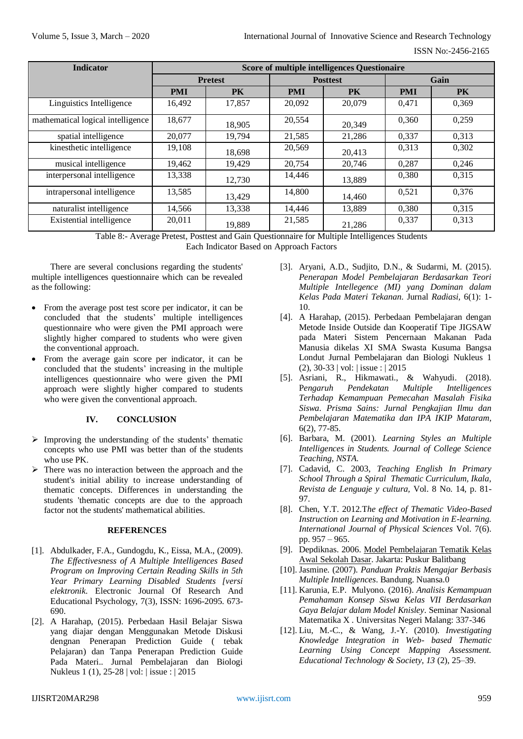| Indicator | Score of multiple intelligences Questionnaire | | | | | |
|---|---|---|---|---|---|---|
| | Pretest | | Posttest | | Gain | |
| | PMI | PK | PMI | PK | PMI | PK |
| Linguistics Intelligence | 16,492 | 17,857 | 20,092 | 20,079 | 0,471 | 0,369 |
| mathematical logical intelligence | 18,677 | 18,905 | 20,554 | 20,349 | 0,360 | 0,259 |
| spatial intelligence | 20,077 | 19,794 | 21,585 | 21,286 | 0,337 | 0,313 |
| kinesthetic intelligence | 19,108 | 18,698 | 20,569 | 20,413 | 0,313 | 0,302 |
| musical intelligence | 19,462 | 19,429 | 20,754 | 20,746 | 0,287 | 0,246 |
| interpersonal intelligence | 13,338 | 12,730 | 14,446 | 13,889 | 0,380 | 0,315 |
| intrapersonal intelligence | 13,585 | 13,429 | 14,800 | 14,460 | 0,521 | 0,376 |
| naturalist intelligence | 14,566 | 13,338 | 14,446 | 13,889 | 0,380 | 0,315 |
| Existential intelligence | 20,011 | 19,889 | 21,585 | 21,286 | 0,337 | 0,313 |

Table 8:- Average Pretest, Posttest and Gain Questionnaire for Multiple Intelligences Students Each Indicator Based on Approach Factors

There are several conclusions regarding the students' multiple intelligences questionnaire which can be revealed as the following:

- From the average post test score per indicator, it can be concluded that the students' multiple intelligences questionnaire who were given the PMI approach were slightly higher compared to students who were given the conventional approach.
- From the average gain score per indicator, it can be concluded that the students' increasing in the multiple intelligences questionnaire who were given the PMI approach were slightly higher compared to students who were given the conventional approach.

## IV. CONCLUSION

- Improving the understanding of the students' thematic concepts who use PMI was better than of the students who use PK.
- There was no interaction between the approach and the student's initial ability to increase understanding of thematic concepts. Differences in understanding the students 'thematic concepts are due to the approach factor not the students' mathematical abilities.

## REFERENCES

[1]. Abdulkader, F.A., Gundogdu, K., Eissa, M.A., (2009). *The Effectivesness of A Multiple Intelligences Based Program on Improving Certain Reading Skills in 5th Year Primary Learning Disabled Students [versi elektronik*. Electronic Journal Of Research And Educational Psychology, 7(3), ISSN: 1696-2095. 673-690.

[2]. A Harahap, (2015). Perbedaan Hasil Belajar Siswa yang diajar dengan Menggunakan Metode Diskusi dengnan Penerapan Prediction Guide ( tebak Pelajaran) dan Tanpa Penerapan Prediction Guide Pada Materi.. Jurnal Pembelajaran dan Biologi Nukleus 1 (1), 25-28 | vol: | issue : | 2015

[3]. Aryani, A.D., Sudjito, D.N., & Sudarmi, M. (2015). *Penerapan Model Pembelajaran Berdasarkan Teori Multiple Intellegence (MI) yang Dominan dalam Kelas Pada Materi Tekanan.* Jurnal *Radiasi*, 6(1): 1-10.

[4]. A Harahap, (2015). Perbedaan Pembelajaran dengan Metode Inside Outside dan Kooperatif Tipe JIGSAW pada Materi Sistem Pencernaan Makanan Pada Manusia dikelas XI SMA Swasta Kusuma Bangsa Londut Jurnal Pembelajaran dan Biologi Nukleus 1 (2), 30-33 | vol: | issue : | 2015

[5]. Asriani, R., Hikmawati., & Wahyudi. (2018). *Pengaruh Pendekatan Multiple Intelligences Terhadap Kemampuan Pemecahan Masalah Fisika Siswa*. *Prisma Sains: Jurnal Pengkajian Ilmu dan Pembelajaran Matematika dan IPA IKIP Mataram*, 6(2), 77-85.

[6]. Barbara, M. (2001). *Learning Styles an Multiple Intelligences in Students. Journal of College Science Teaching, NSTA.*

[7]. Cadavid, C. 2003*, Teaching English In Primary School Through a Spiral Thematic Curriculum, Ikala, Revista de Lenguaje y cultura,* Vol. 8 No. 14, p. 81-97.

[8]. Chen, Y.T. 2012.T*he effect of Thematic Video-Based Instruction on Learning and Motivation in E-learning. International Journal of Physical Sciences* Vol. 7(6). pp. 957 – 965.

[9]. Depdiknas. 2006. Model Pembelajaran Tematik Kelas Awal Sekolah Dasar. Jakarta: Puskur Balitbang

[10]. Jasmine. (2007). *Panduan Praktis Mengajar Berbasis Multiple Intelligences*. Bandung. Nuansa.0

[11]. Karunia, E.P. Mulyono. (2016). *Analisis Kemampuan Pemahaman Konsep Siswa Kelas VII Berdasarkan Gaya Belajar dalam Model Knisley*. Seminar Nasional Matematika X . Universitas Negeri Malang: 337-346

[12]. Liu, M.-C., & Wang, J.-Y. (2010). *Investigating Knowledge Integration in Web- based Thematic Learning Using Concept Mapping Assessment. Educational Technology & Society*, *13* (2), 25–39.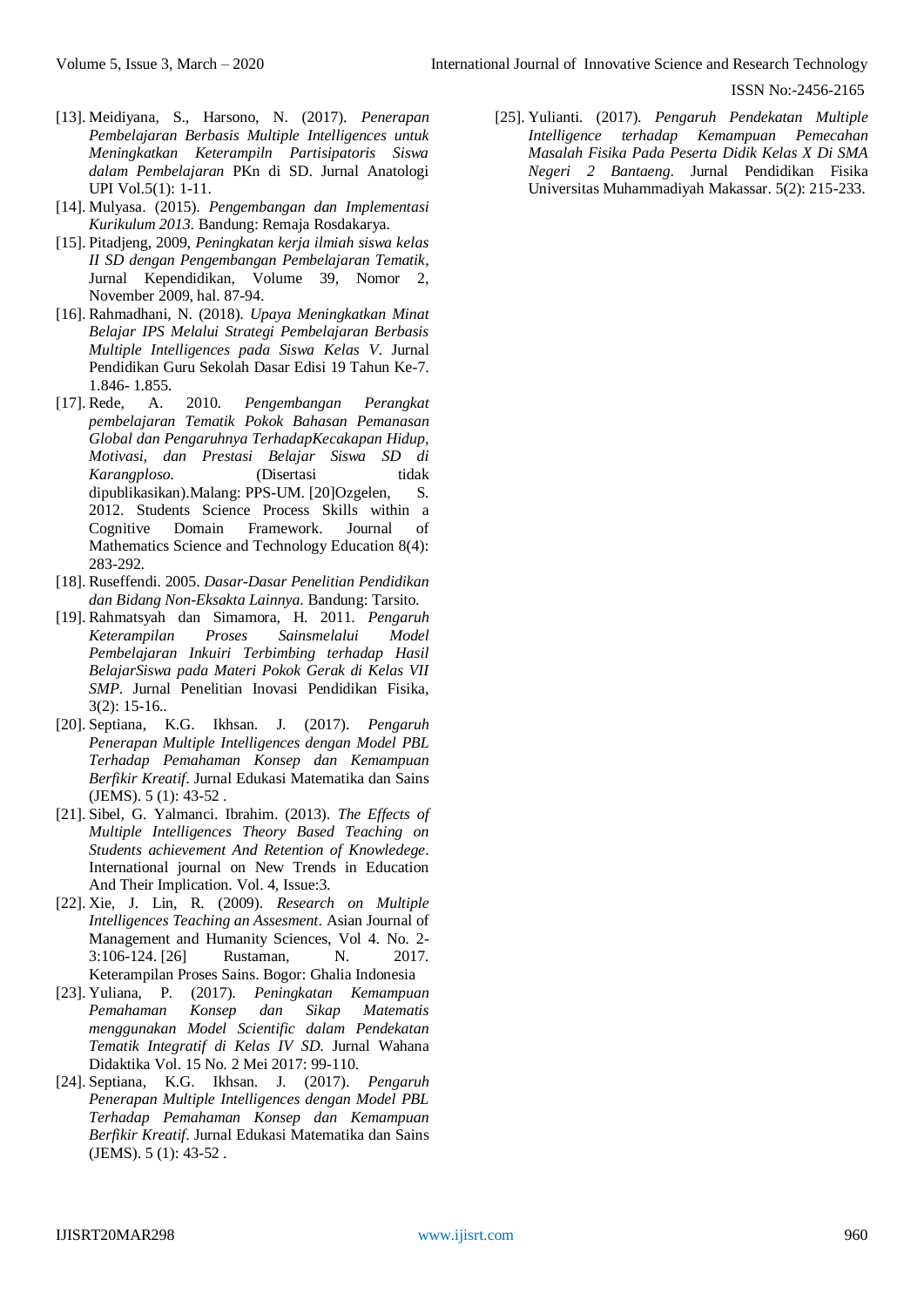[13]. Meidiyana, S., Harsono, N. (2017). *Penerapan Pembelajaran Berbasis Multiple Intelligences untuk Meningkatkan Keterampiln Partisipatoris Siswa dalam Pembelajaran* PKn di SD. Jurnal Anatologi UPI Vol.5(1): 1-11.

[14]. Mulyasa. (2015). *Pengembangan dan Implementasi Kurikulum 2013*. Bandung: Remaja Rosdakarya.

[15]. Pitadjeng, 2009, *Peningkatan kerja ilmiah siswa kelas II SD dengan Pengembangan Pembelajaran Tematik*, Jurnal Kependidikan, Volume 39, Nomor 2, November 2009, hal. 87-94.

[16]. Rahmadhani, N. (2018). *Upaya Meningkatkan Minat Belajar IPS Melalui Strategi Pembelajaran Berbasis Multiple Intelligences pada Siswa Kelas V*. Jurnal Pendidikan Guru Sekolah Dasar Edisi 19 Tahun Ke-7. 1.846- 1.855.

[17]. Rede, A. 2010. *Pengembangan Perangkat pembelajaran Tematik Pokok Bahasan Pemanasan Global dan Pengaruhnya TerhadapKecakapan Hidup, Motivasi, dan Prestasi Belajar Siswa SD di Karangploso.* (Disertasi tidak dipublikasikan).Malang: PPS-UM. [20]Ozgelen, S. 2012. Students Science Process Skills within a Cognitive Domain Framework. Journal of Mathematics Science and Technology Education 8(4): 283-292.

[18]. Ruseffendi. 2005. *Dasar-Dasar Penelitian Pendidikan dan Bidang Non-Eksakta Lainnya*. Bandung: Tarsito.

[19]. Rahmatsyah dan Simamora, H. 2011. *Pengaruh Keterampilan Proses Sainsmelalui Model Pembelajaran Inkuiri Terbimbing terhadap Hasil BelajarSiswa pada Materi Pokok Gerak di Kelas VII SMP*. Jurnal Penelitian Inovasi Pendidikan Fisika, 3(2): 15-16..

[20]. Septiana, K.G. Ikhsan. J. (2017). *Pengaruh Penerapan Multiple Intelligences dengan Model PBL Terhadap Pemahaman Konsep dan Kemampuan Berfikir Kreatif*. Jurnal Edukasi Matematika dan Sains (JEMS). 5 (1): 43-52 .

[21]. Sibel, G. Yalmanci. Ibrahim. (2013). *The Effects of Multiple Intelligences Theory Based Teaching on Students achievement And Retention of Knowledege*. International journal on New Trends in Education And Their Implication. Vol. 4, Issue:3.

[22]. Xie, J. Lin, R. (2009). *Research on Multiple Intelligences Teaching an Assesment*. Asian Journal of Management and Humanity Sciences, Vol 4. No. 2-3:106-124. [26] Rustaman, N. 2017. Keterampilan Proses Sains. Bogor: Ghalia Indonesia

[23]. Yuliana, P. (2017). *Peningkatan Kemampuan Pemahaman Konsep dan Sikap Matematis menggunakan Model Scientific dalam Pendekatan Tematik Integratif di Kelas IV SD.* Jurnal Wahana Didaktika Vol. 15 No. 2 Mei 2017: 99-110.

[24]. Septiana, K.G. Ikhsan. J. (2017). *Pengaruh Penerapan Multiple Intelligences dengan Model PBL Terhadap Pemahaman Konsep dan Kemampuan Berfikir Kreatif*. Jurnal Edukasi Matematika dan Sains (JEMS). 5 (1): 43-52 .

[25]. Yulianti. (2017). *Pengaruh Pendekatan Multiple Intelligence terhadap Kemampuan Pemecahan Masalah Fisika Pada Peserta Didik Kelas X Di SMA Negeri 2 Bantaeng*. Jurnal Pendidikan Fisika Universitas Muhammadiyah Makassar. 5(2): 215-233.